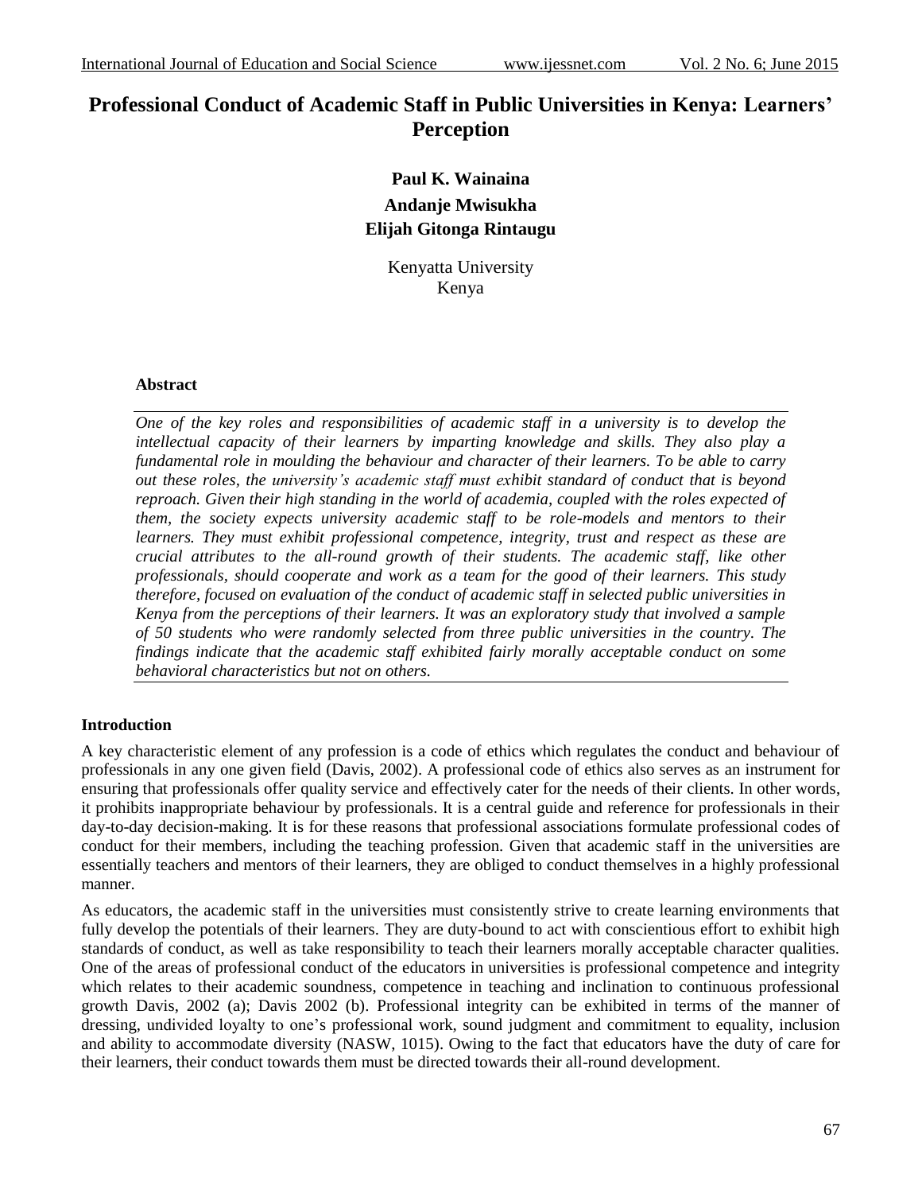# Professional Conduct of Academic Staff in Public Universities in Kenya: Learners' Perception

**Paul K. Wainaina**

**Andanje Mwisukha**

**Elijah Gitonga Rintaugu**

Kenyatta University
Kenya

## Abstract

*One of the key roles and responsibilities of academic staff in a university is to develop the intellectual capacity of their learners by imparting knowledge and skills. They also play a fundamental role in moulding the behaviour and character of their learners. To be able to carry out these roles, the university's academic staff must exhibit standard of conduct that is beyond reproach. Given their high standing in the world of academia, coupled with the roles expected of them, the society expects university academic staff to be role-models and mentors to their learners. They must exhibit professional competence, integrity, trust and respect as these are crucial attributes to the all-round growth of their students. The academic staff, like other professionals, should cooperate and work as a team for the good of their learners. This study therefore, focused on evaluation of the conduct of academic staff in selected public universities in Kenya from the perceptions of their learners. It was an exploratory study that involved a sample of 50 students who were randomly selected from three public universities in the country. The findings indicate that the academic staff exhibited fairly morally acceptable conduct on some behavioral characteristics but not on others.*

## Introduction

A key characteristic element of any profession is a code of ethics which regulates the conduct and behaviour of professionals in any one given field (Davis, 2002). A professional code of ethics also serves as an instrument for ensuring that professionals offer quality service and effectively cater for the needs of their clients. In other words, it prohibits inappropriate behaviour by professionals. It is a central guide and reference for professionals in their day-to-day decision-making. It is for these reasons that professional associations formulate professional codes of conduct for their members, including the teaching profession. Given that academic staff in the universities are essentially teachers and mentors of their learners, they are obliged to conduct themselves in a highly professional manner.

As educators, the academic staff in the universities must consistently strive to create learning environments that fully develop the potentials of their learners. They are duty-bound to act with conscientious effort to exhibit high standards of conduct, as well as take responsibility to teach their learners morally acceptable character qualities. One of the areas of professional conduct of the educators in universities is professional competence and integrity which relates to their academic soundness, competence in teaching and inclination to continuous professional growth Davis, 2002 (a); Davis 2002 (b). Professional integrity can be exhibited in terms of the manner of dressing, undivided loyalty to one's professional work, sound judgment and commitment to equality, inclusion and ability to accommodate diversity (NASW, 1015). Owing to the fact that educators have the duty of care for their learners, their conduct towards them must be directed towards their all-round development.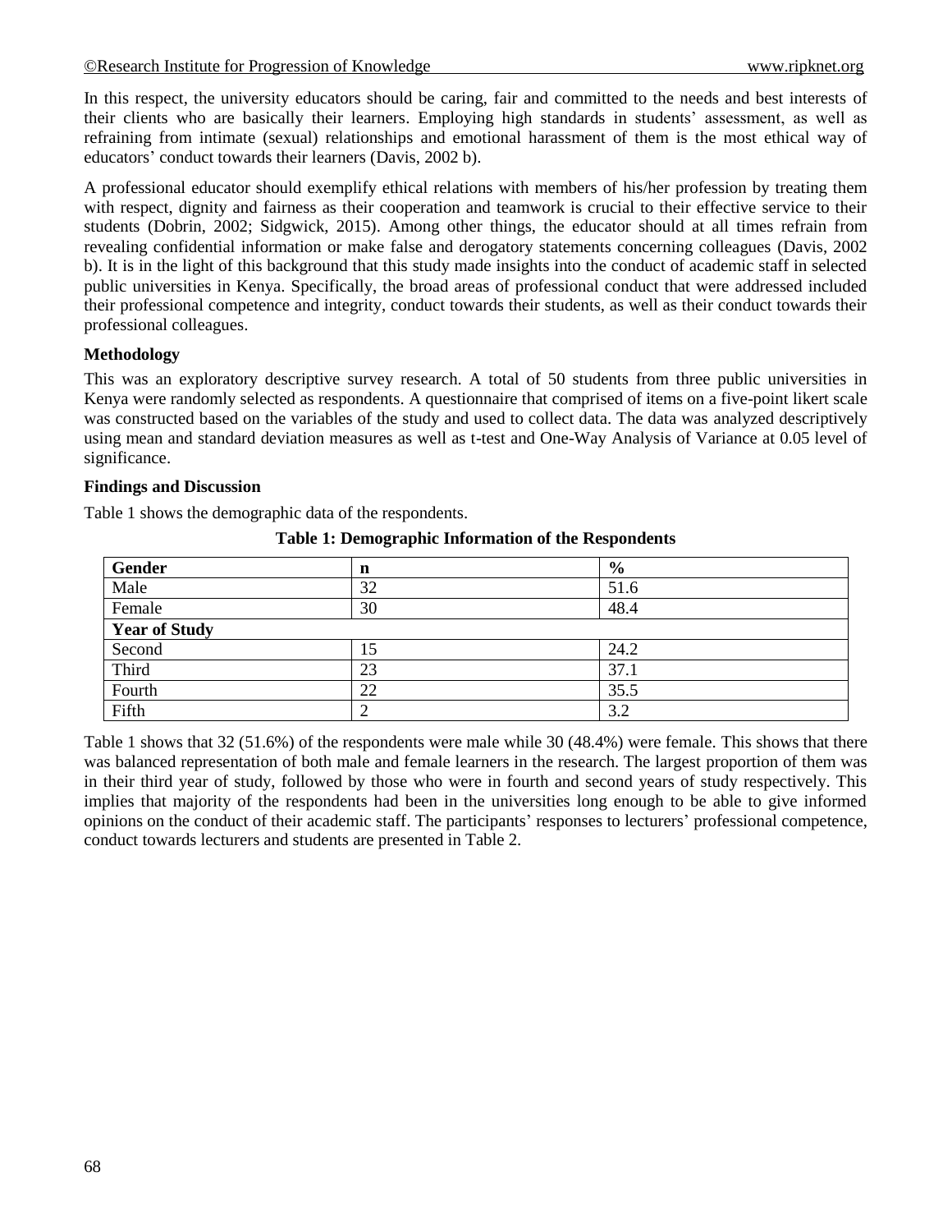In this respect, the university educators should be caring, fair and committed to the needs and best interests of their clients who are basically their learners. Employing high standards in students' assessment, as well as refraining from intimate (sexual) relationships and emotional harassment of them is the most ethical way of educators' conduct towards their learners (Davis, 2002 b).

A professional educator should exemplify ethical relations with members of his/her profession by treating them with respect, dignity and fairness as their cooperation and teamwork is crucial to their effective service to their students (Dobrin, 2002; Sidgwick, 2015). Among other things, the educator should at all times refrain from revealing confidential information or make false and derogatory statements concerning colleagues (Davis, 2002 b). It is in the light of this background that this study made insights into the conduct of academic staff in selected public universities in Kenya. Specifically, the broad areas of professional conduct that were addressed included their professional competence and integrity, conduct towards their students, as well as their conduct towards their professional colleagues.

**Methodology**

This was an exploratory descriptive survey research. A total of 50 students from three public universities in Kenya were randomly selected as respondents. A questionnaire that comprised of items on a five-point likert scale was constructed based on the variables of the study and used to collect data. The data was analyzed descriptively using mean and standard deviation measures as well as t-test and One-Way Analysis of Variance at 0.05 level of significance.

**Findings and Discussion**

Table 1 shows the demographic data of the respondents.

**Table 1: Demographic Information of the Respondents**

| **Gender** | **n** | **%** |
|---|---|---|
| Male | 32 | 51.6 |
| Female | 30 | 48.4 |
| **Year of Study** | | |
| Second | 15 | 24.2 |
| Third | 23 | 37.1 |
| Fourth | 22 | 35.5 |
| Fifth | 2 | 3.2 |

Table 1 shows that 32 (51.6%) of the respondents were male while 30 (48.4%) were female. This shows that there was balanced representation of both male and female learners in the research. The largest proportion of them was in their third year of study, followed by those who were in fourth and second years of study respectively. This implies that majority of the respondents had been in the universities long enough to be able to give informed opinions on the conduct of their academic staff. The participants' responses to lecturers' professional competence, conduct towards lecturers and students are presented in Table 2.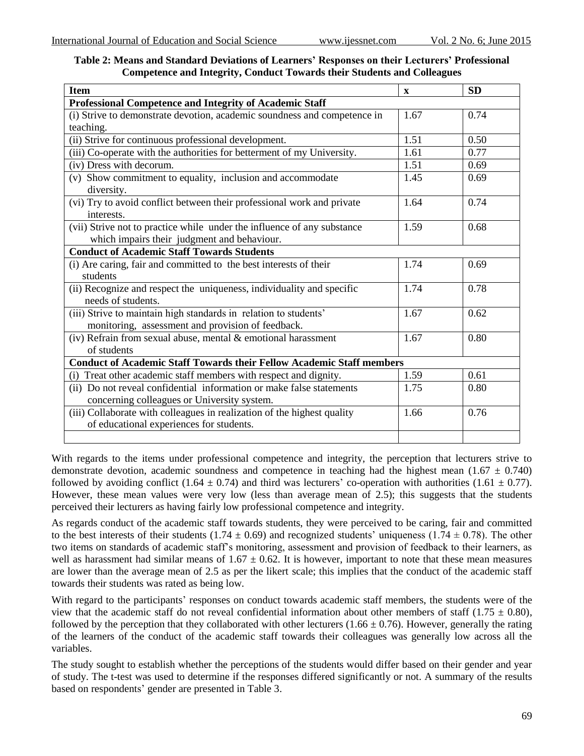**Table 2: Means and Standard Deviations of Learners' Responses on their Lecturers' Professional Competence and Integrity, Conduct Towards their Students and Colleagues**

| Item | x | SD |
|---|---|---|
| **Professional Competence and Integrity of Academic Staff** | | |
| (i) Strive to demonstrate devotion, academic soundness and competence in teaching. | 1.67 | 0.74 |
| (ii) Strive for continuous professional development. | 1.51 | 0.50 |
| (iii) Co-operate with the authorities for betterment of my University. | 1.61 | 0.77 |
| (iv) Dress with decorum. | 1.51 | 0.69 |
| (v) Show commitment to equality, inclusion and accommodate diversity. | 1.45 | 0.69 |
| (vi) Try to avoid conflict between their professional work and private interests. | 1.64 | 0.74 |
| (vii) Strive not to practice while under the influence of any substance which impairs their judgment and behaviour. | 1.59 | 0.68 |
| **Conduct of Academic Staff Towards Students** | | |
| (i) Are caring, fair and committed to the best interests of their students | 1.74 | 0.69 |
| (ii) Recognize and respect the uniqueness, individuality and specific needs of students. | 1.74 | 0.78 |
| (iii) Strive to maintain high standards in relation to students' monitoring, assessment and provision of feedback. | 1.67 | 0.62 |
| (iv) Refrain from sexual abuse, mental & emotional harassment of students | 1.67 | 0.80 |
| **Conduct of Academic Staff Towards their Fellow Academic Staff members** | | |
| (i) Treat other academic staff members with respect and dignity. | 1.59 | 0.61 |
| (ii) Do not reveal confidential information or make false statements concerning colleagues or University system. | 1.75 | 0.80 |
| (iii) Collaborate with colleagues in realization of the highest quality of educational experiences for students. | 1.66 | 0.76 |
| | | |

With regards to the items under professional competence and integrity, the perception that lecturers strive to demonstrate devotion, academic soundness and competence in teaching had the highest mean (1.67 ± 0.740) followed by avoiding conflict (1.64 ± 0.74) and third was lecturers' co-operation with authorities (1.61 ± 0.77). However, these mean values were very low (less than average mean of 2.5); this suggests that the students perceived their lecturers as having fairly low professional competence and integrity.

As regards conduct of the academic staff towards students, they were perceived to be caring, fair and committed to the best interests of their students (1.74 ± 0.69) and recognized students' uniqueness (1.74 ± 0.78). The other two items on standards of academic staff's monitoring, assessment and provision of feedback to their learners, as well as harassment had similar means of 1.67 ± 0.62. It is however, important to note that these mean measures are lower than the average mean of 2.5 as per the likert scale; this implies that the conduct of the academic staff towards their students was rated as being low.

With regard to the participants' responses on conduct towards academic staff members, the students were of the view that the academic staff do not reveal confidential information about other members of staff (1.75 ± 0.80), followed by the perception that they collaborated with other lecturers (1.66 ± 0.76). However, generally the rating of the learners of the conduct of the academic staff towards their colleagues was generally low across all the variables.

The study sought to establish whether the perceptions of the students would differ based on their gender and year of study. The t-test was used to determine if the responses differed significantly or not. A summary of the results based on respondents' gender are presented in Table 3.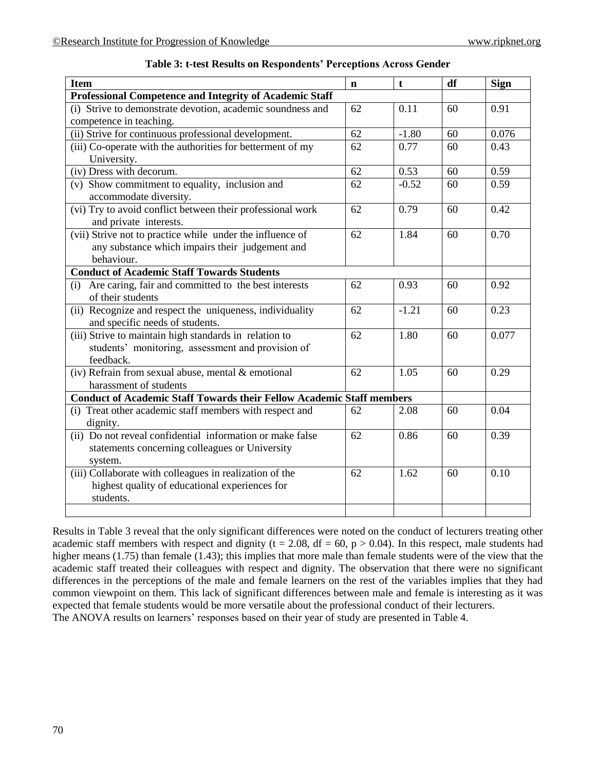**Table 3: t-test Results on Respondents' Perceptions Across Gender**

| Item | n | t | df | Sign |
|---|---|---|---|---|
| **Professional Competence and Integrity of Academic Staff** | | | | |
| (i) Strive to demonstrate devotion, academic soundness and competence in teaching. | 62 | 0.11 | 60 | 0.91 |
| (ii) Strive for continuous professional development. | 62 | -1.80 | 60 | 0.076 |
| (iii) Co-operate with the authorities for betterment of my University. | 62 | 0.77 | 60 | 0.43 |
| (iv) Dress with decorum. | 62 | 0.53 | 60 | 0.59 |
| (v) Show commitment to equality, inclusion and accommodate diversity. | 62 | -0.52 | 60 | 0.59 |
| (vi) Try to avoid conflict between their professional work and private interests. | 62 | 0.79 | 60 | 0.42 |
| (vii) Strive not to practice while under the influence of any substance which impairs their judgement and behaviour. | 62 | 1.84 | 60 | 0.70 |
| **Conduct of Academic Staff Towards Students** | | | | |
| (i) Are caring, fair and committed to the best interests of their students | 62 | 0.93 | 60 | 0.92 |
| (ii) Recognize and respect the uniqueness, individuality and specific needs of students. | 62 | -1.21 | 60 | 0.23 |
| (iii) Strive to maintain high standards in relation to students' monitoring, assessment and provision of feedback. | 62 | 1.80 | 60 | 0.077 |
| (iv) Refrain from sexual abuse, mental & emotional harassment of students | 62 | 1.05 | 60 | 0.29 |
| **Conduct of Academic Staff Towards their Fellow Academic Staff members** | | | | |
| (i) Treat other academic staff members with respect and dignity. | 62 | 2.08 | 60 | 0.04 |
| (ii) Do not reveal confidential information or make false statements concerning colleagues or University system. | 62 | 0.86 | 60 | 0.39 |
| (iii) Collaborate with colleagues in realization of the highest quality of educational experiences for students. | 62 | 1.62 | 60 | 0.10 |
| | | | | |

Results in Table 3 reveal that the only significant differences were noted on the conduct of lecturers treating other academic staff members with respect and dignity ($t = 2.08$, $df = 60$, $p > 0.04$). In this respect, male students had higher means (1.75) than female (1.43); this implies that more male than female students were of the view that the academic staff treated their colleagues with respect and dignity. The observation that there were no significant differences in the perceptions of the male and female learners on the rest of the variables implies that they had common viewpoint on them. This lack of significant differences between male and female is interesting as it was expected that female students would be more versatile about the professional conduct of their lecturers.

The ANOVA results on learners' responses based on their year of study are presented in Table 4.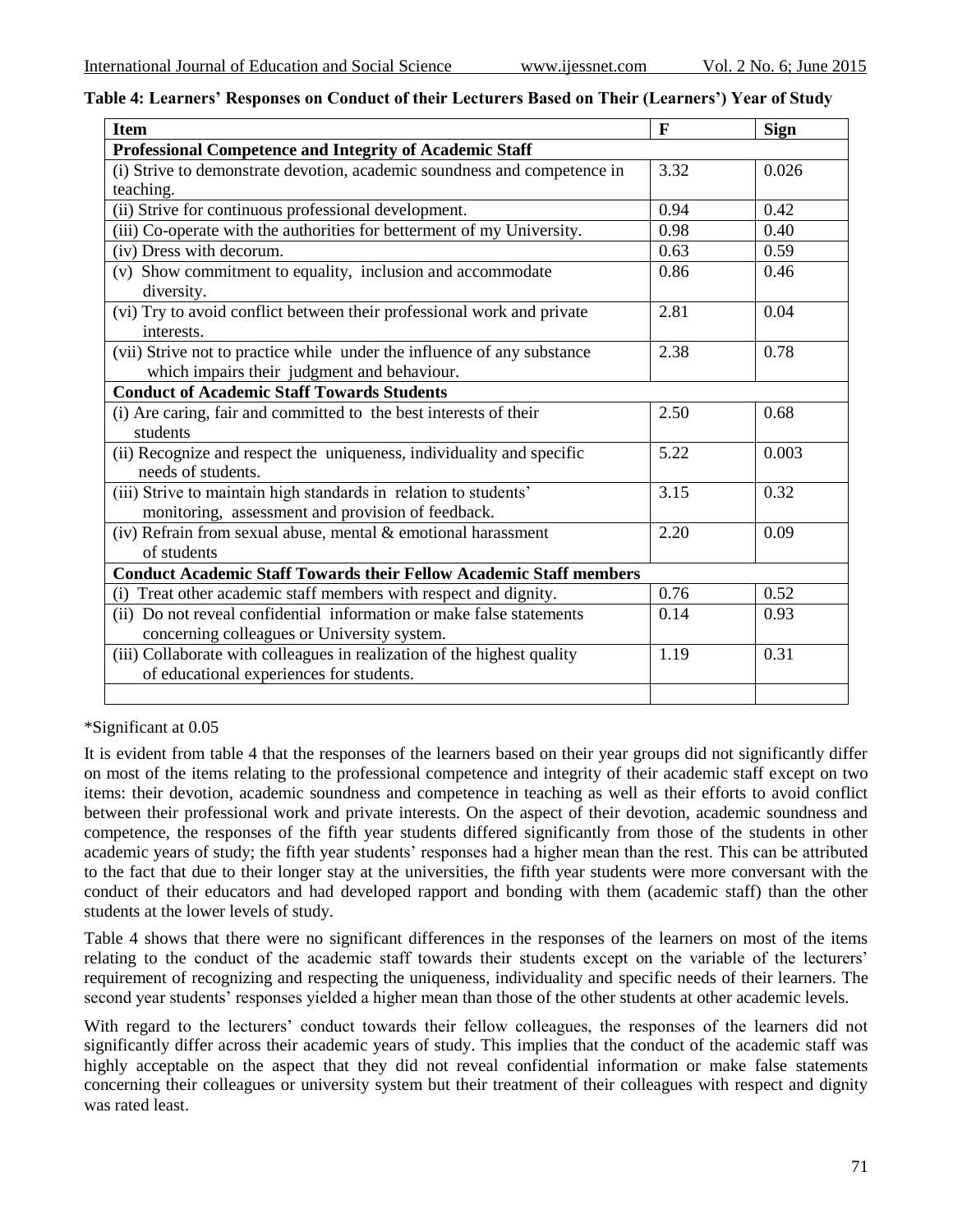**Table 4: Learners' Responses on Conduct of their Lecturers Based on Their (Learners') Year of Study**

| Item | F | Sign |
|---|---|---|
| **Professional Competence and Integrity of Academic Staff** | | |
| (i) Strive to demonstrate devotion, academic soundness and competence in teaching. | 3.32 | 0.026 |
| (ii) Strive for continuous professional development. | 0.94 | 0.42 |
| (iii) Co-operate with the authorities for betterment of my University. | 0.98 | 0.40 |
| (iv) Dress with decorum. | 0.63 | 0.59 |
| (v) Show commitment to equality, inclusion and accommodate diversity. | 0.86 | 0.46 |
| (vi) Try to avoid conflict between their professional work and private interests. | 2.81 | 0.04 |
| (vii) Strive not to practice while under the influence of any substance which impairs their judgment and behaviour. | 2.38 | 0.78 |
| **Conduct of Academic Staff Towards Students** | | |
| (i) Are caring, fair and committed to the best interests of their students | 2.50 | 0.68 |
| (ii) Recognize and respect the uniqueness, individuality and specific needs of students. | 5.22 | 0.003 |
| (iii) Strive to maintain high standards in relation to students' monitoring, assessment and provision of feedback. | 3.15 | 0.32 |
| (iv) Refrain from sexual abuse, mental & emotional harassment of students | 2.20 | 0.09 |
| **Conduct Academic Staff Towards their Fellow Academic Staff members** | | |
| (i) Treat other academic staff members with respect and dignity. | 0.76 | 0.52 |
| (ii) Do not reveal confidential information or make false statements concerning colleagues or University system. | 0.14 | 0.93 |
| (iii) Collaborate with colleagues in realization of the highest quality of educational experiences for students. | 1.19 | 0.31 |
| | | |

*Significant at 0.05

It is evident from table 4 that the responses of the learners based on their year groups did not significantly differ on most of the items relating to the professional competence and integrity of their academic staff except on two items: their devotion, academic soundness and competence in teaching as well as their efforts to avoid conflict between their professional work and private interests. On the aspect of their devotion, academic soundness and competence, the responses of the fifth year students differed significantly from those of the students in other academic years of study; the fifth year students' responses had a higher mean than the rest. This can be attributed to the fact that due to their longer stay at the universities, the fifth year students were more conversant with the conduct of their educators and had developed rapport and bonding with them (academic staff) than the other students at the lower levels of study.

Table 4 shows that there were no significant differences in the responses of the learners on most of the items relating to the conduct of the academic staff towards their students except on the variable of the lecturers' requirement of recognizing and respecting the uniqueness, individuality and specific needs of their learners. The second year students' responses yielded a higher mean than those of the other students at other academic levels.

With regard to the lecturers' conduct towards their fellow colleagues, the responses of the learners did not significantly differ across their academic years of study. This implies that the conduct of the academic staff was highly acceptable on the aspect that they did not reveal confidential information or make false statements concerning their colleagues or university system but their treatment of their colleagues with respect and dignity was rated least.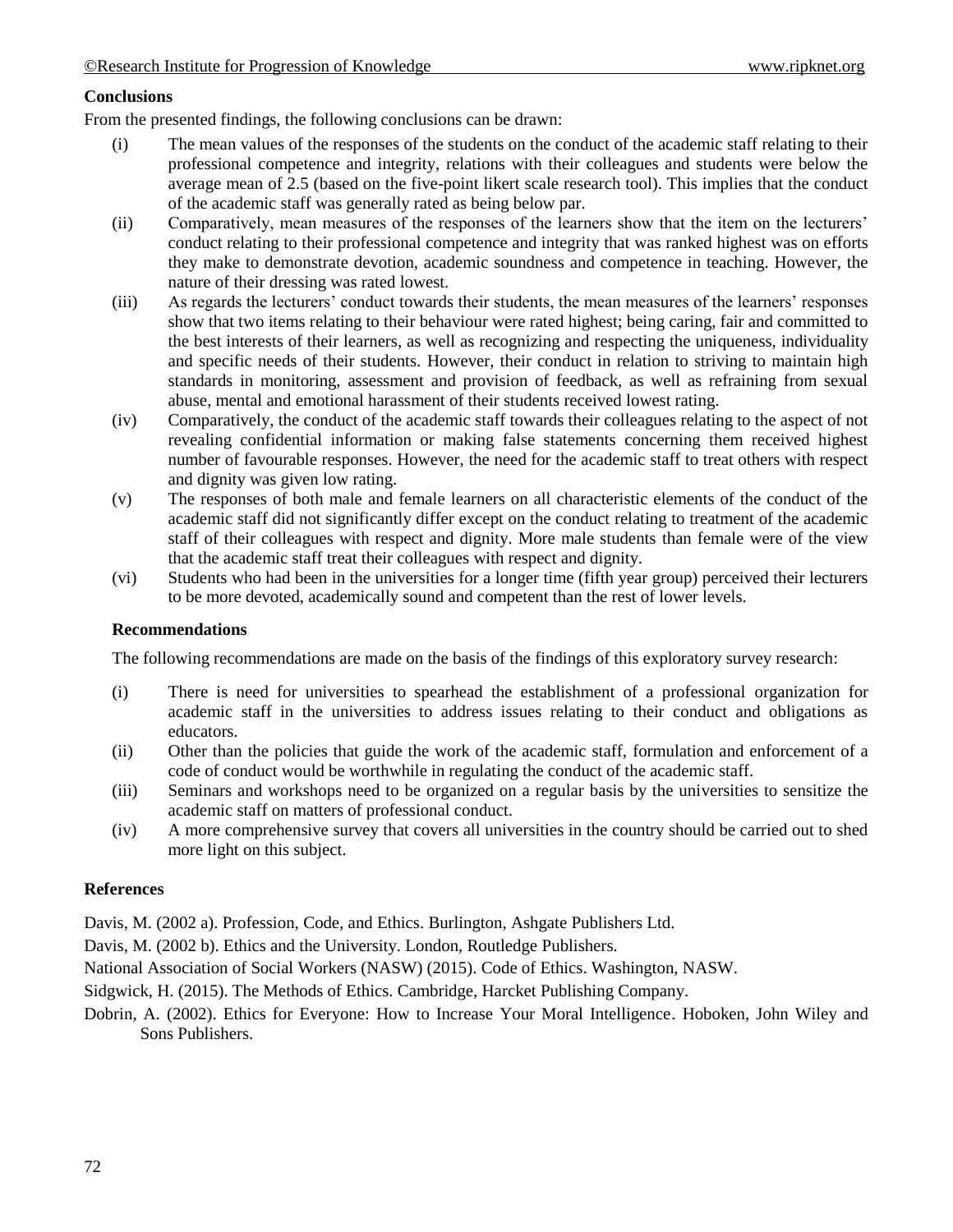### Conclusions

From the presented findings, the following conclusions can be drawn:

(i) The mean values of the responses of the students on the conduct of the academic staff relating to their professional competence and integrity, relations with their colleagues and students were below the average mean of 2.5 (based on the five-point likert scale research tool). This implies that the conduct of the academic staff was generally rated as being below par.

(ii) Comparatively, mean measures of the responses of the learners show that the item on the lecturers' conduct relating to their professional competence and integrity that was ranked highest was on efforts they make to demonstrate devotion, academic soundness and competence in teaching. However, the nature of their dressing was rated lowest.

(iii) As regards the lecturers' conduct towards their students, the mean measures of the learners' responses show that two items relating to their behaviour were rated highest; being caring, fair and committed to the best interests of their learners, as well as recognizing and respecting the uniqueness, individuality and specific needs of their students. However, their conduct in relation to striving to maintain high standards in monitoring, assessment and provision of feedback, as well as refraining from sexual abuse, mental and emotional harassment of their students received lowest rating.

(iv) Comparatively, the conduct of the academic staff towards their colleagues relating to the aspect of not revealing confidential information or making false statements concerning them received highest number of favourable responses. However, the need for the academic staff to treat others with respect and dignity was given low rating.

(v) The responses of both male and female learners on all characteristic elements of the conduct of the academic staff did not significantly differ except on the conduct relating to treatment of the academic staff of their colleagues with respect and dignity. More male students than female were of the view that the academic staff treat their colleagues with respect and dignity.

(vi) Students who had been in the universities for a longer time (fifth year group) perceived their lecturers to be more devoted, academically sound and competent than the rest of lower levels.

### Recommendations

The following recommendations are made on the basis of the findings of this exploratory survey research:

(i) There is need for universities to spearhead the establishment of a professional organization for academic staff in the universities to address issues relating to their conduct and obligations as educators.

(ii) Other than the policies that guide the work of the academic staff, formulation and enforcement of a code of conduct would be worthwhile in regulating the conduct of the academic staff.

(iii) Seminars and workshops need to be organized on a regular basis by the universities to sensitize the academic staff on matters of professional conduct.

(iv) A more comprehensive survey that covers all universities in the country should be carried out to shed more light on this subject.

### References

Davis, M. (2002 a). Profession, Code, and Ethics. Burlington, Ashgate Publishers Ltd.

Davis, M. (2002 b). Ethics and the University. London, Routledge Publishers.

National Association of Social Workers (NASW) (2015). Code of Ethics. Washington, NASW.

Sidgwick, H. (2015). The Methods of Ethics. Cambridge, Harcket Publishing Company.

Dobrin, A. (2002). Ethics for Everyone: How to Increase Your Moral Intelligence. Hoboken, John Wiley and Sons Publishers.